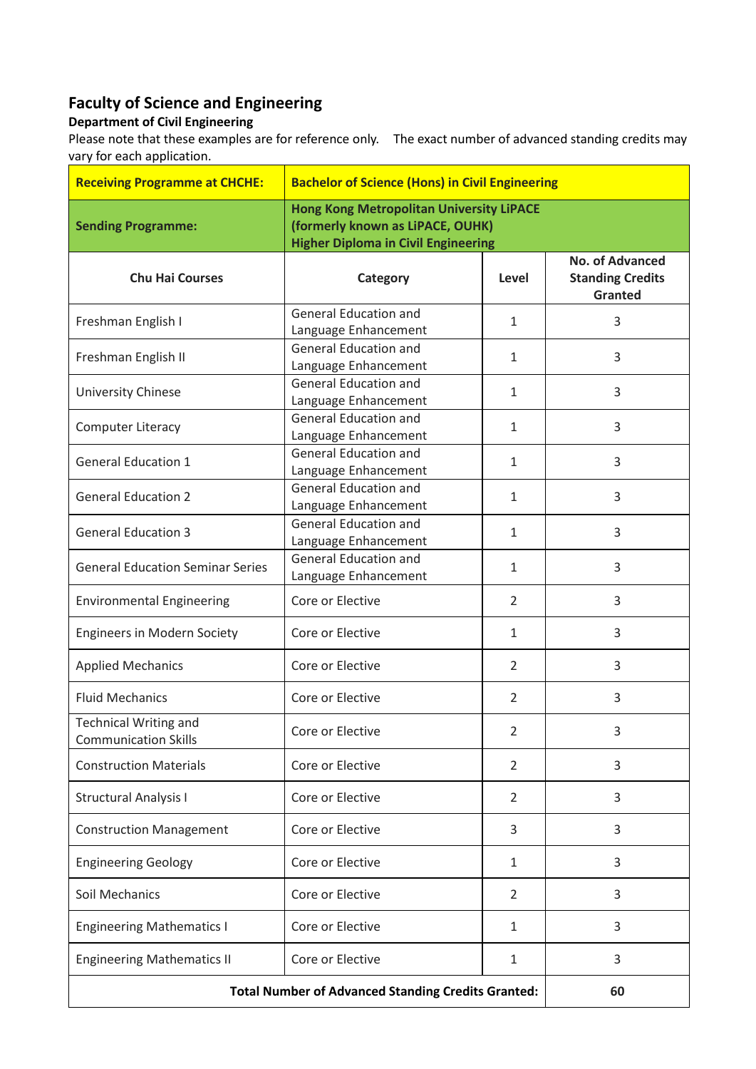# Faculty of Science and Engineering

**Department of Civil Engineering**

Please note that these examples are for reference only. The exact number of advanced standing credits may vary for each application.

| **Receiving Programme at CHCHE:** | **Bachelor of Science (Hons) in Civil Engineering** | | |
|---|---|---|---|
| **Sending Programme:** | **Hong Kong Metropolitan University LiPACE (formerly known as LiPACE, OUHK) Higher Diploma in Civil Engineering** | | |
| **Chu Hai Courses** | **Category** | **Level** | **No. of Advanced Standing Credits Granted** |
| Freshman English I | General Education and Language Enhancement | 1 | 3 |
| Freshman English II | General Education and Language Enhancement | 1 | 3 |
| University Chinese | General Education and Language Enhancement | 1 | 3 |
| Computer Literacy | General Education and Language Enhancement | 1 | 3 |
| General Education 1 | General Education and Language Enhancement | 1 | 3 |
| General Education 2 | General Education and Language Enhancement | 1 | 3 |
| General Education 3 | General Education and Language Enhancement | 1 | 3 |
| General Education Seminar Series | General Education and Language Enhancement | 1 | 3 |
| Environmental Engineering | Core or Elective | 2 | 3 |
| Engineers in Modern Society | Core or Elective | 1 | 3 |
| Applied Mechanics | Core or Elective | 2 | 3 |
| Fluid Mechanics | Core or Elective | 2 | 3 |
| Technical Writing and Communication Skills | Core or Elective | 2 | 3 |
| Construction Materials | Core or Elective | 2 | 3 |
| Structural Analysis I | Core or Elective | 2 | 3 |
| Construction Management | Core or Elective | 3 | 3 |
| Engineering Geology | Core or Elective | 1 | 3 |
| Soil Mechanics | Core or Elective | 2 | 3 |
| Engineering Mathematics I | Core or Elective | 1 | 3 |
| Engineering Mathematics II | Core or Elective | 1 | 3 |
| **Total Number of Advanced Standing Credits Granted:** | | | **60** |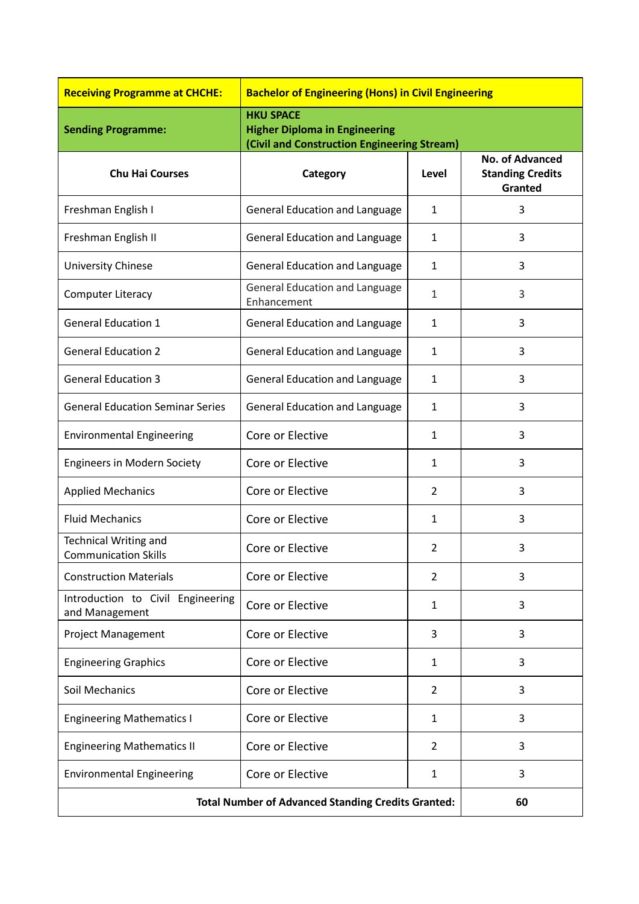| Receiving Programme at CHCHE: | Bachelor of Engineering (Hons) in Civil Engineering | | |
|---|---|---|---|
| **Sending Programme:** | **HKU SPACE Higher Diploma in Engineering (Civil and Construction Engineering Stream)** | | |
| **Chu Hai Courses** | **Category** | **Level** | **No. of Advanced Standing Credits Granted** |
| Freshman English I | General Education and Language | 1 | 3 |
| Freshman English II | General Education and Language | 1 | 3 |
| University Chinese | General Education and Language | 1 | 3 |
| Computer Literacy | General Education and Language Enhancement | 1 | 3 |
| General Education 1 | General Education and Language | 1 | 3 |
| General Education 2 | General Education and Language | 1 | 3 |
| General Education 3 | General Education and Language | 1 | 3 |
| General Education Seminar Series | General Education and Language | 1 | 3 |
| Environmental Engineering | Core or Elective | 1 | 3 |
| Engineers in Modern Society | Core or Elective | 1 | 3 |
| Applied Mechanics | Core or Elective | 2 | 3 |
| Fluid Mechanics | Core or Elective | 1 | 3 |
| Technical Writing and Communication Skills | Core or Elective | 2 | 3 |
| Construction Materials | Core or Elective | 2 | 3 |
| Introduction to Civil Engineering and Management | Core or Elective | 1 | 3 |
| Project Management | Core or Elective | 3 | 3 |
| Engineering Graphics | Core or Elective | 1 | 3 |
| Soil Mechanics | Core or Elective | 2 | 3 |
| Engineering Mathematics I | Core or Elective | 1 | 3 |
| Engineering Mathematics II | Core or Elective | 2 | 3 |
| Environmental Engineering | Core or Elective | 1 | 3 |
| **Total Number of Advanced Standing Credits Granted:** | | | **60** |